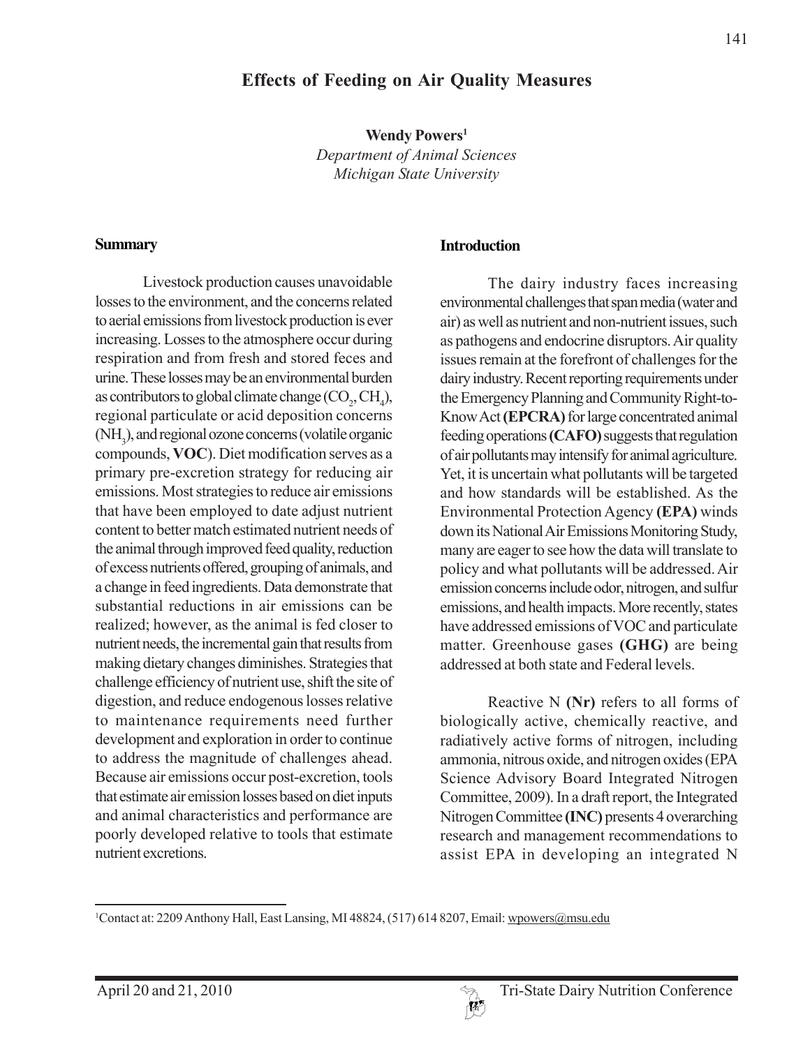# Effects of Feeding on Air Quality Measures

**Wendy Powers**[1]
*Department of Animal Sciences*
*Michigan State University*

## Summary

Livestock production causes unavoidable losses to the environment, and the concerns related to aerial emissions from livestock production is ever increasing. Losses to the atmosphere occur during respiration and from fresh and stored feces and urine. These losses may be an environmental burden as contributors to global climate change ($CO_2$, $CH_4$), regional particulate or acid deposition concerns ($NH_3$), and regional ozone concerns (volatile organic compounds, **VOC**). Diet modification serves as a primary pre-excretion strategy for reducing air emissions. Most strategies to reduce air emissions that have been employed to date adjust nutrient content to better match estimated nutrient needs of the animal through improved feed quality, reduction of excess nutrients offered, grouping of animals, and a change in feed ingredients. Data demonstrate that substantial reductions in air emissions can be realized; however, as the animal is fed closer to nutrient needs, the incremental gain that results from making dietary changes diminishes. Strategies that challenge efficiency of nutrient use, shift the site of digestion, and reduce endogenous losses relative to maintenance requirements need further development and exploration in order to continue to address the magnitude of challenges ahead. Because air emissions occur post-excretion, tools that estimate air emission losses based on diet inputs and animal characteristics and performance are poorly developed relative to tools that estimate nutrient excretions.

## Introduction

The dairy industry faces increasing environmental challenges that span media (water and air) as well as nutrient and non-nutrient issues, such as pathogens and endocrine disruptors. Air quality issues remain at the forefront of challenges for the dairy industry. Recent reporting requirements under the Emergency Planning and Community Right-to-Know Act **(EPCRA)** for large concentrated animal feeding operations **(CAFO)** suggests that regulation of air pollutants may intensify for animal agriculture. Yet, it is uncertain what pollutants will be targeted and how standards will be established. As the Environmental Protection Agency **(EPA)** winds down its National Air Emissions Monitoring Study, many are eager to see how the data will translate to policy and what pollutants will be addressed. Air emission concerns include odor, nitrogen, and sulfur emissions, and health impacts. More recently, states have addressed emissions of VOC and particulate matter. Greenhouse gases **(GHG)** are being addressed at both state and Federal levels.

Reactive N **(Nr)** refers to all forms of biologically active, chemically reactive, and radiatively active forms of nitrogen, including ammonia, nitrous oxide, and nitrogen oxides (EPA Science Advisory Board Integrated Nitrogen Committee, 2009). In a draft report, the Integrated Nitrogen Committee **(INC)** presents 4 overarching research and management recommendations to assist EPA in developing an integrated N

[1]Contact at: 2209 Anthony Hall, East Lansing, MI 48824, (517) 614 8207, Email: wpowers@msu.edu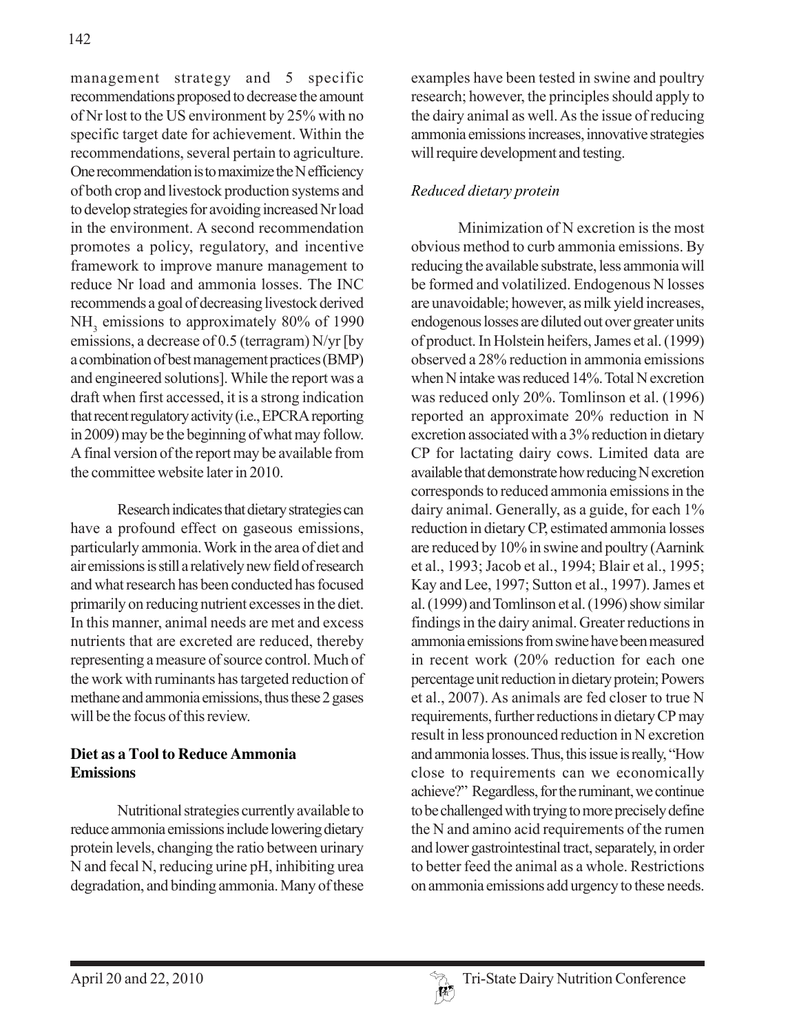management strategy and 5 specific recommendations proposed to decrease the amount of Nr lost to the US environment by 25% with no specific target date for achievement. Within the recommendations, several pertain to agriculture. One recommendation is to maximize the N efficiency of both crop and livestock production systems and to develop strategies for avoiding increased Nr load in the environment. A second recommendation promotes a policy, regulatory, and incentive framework to improve manure management to reduce Nr load and ammonia losses. The INC recommends a goal of decreasing livestock derived $NH_3$ emissions to approximately 80% of 1990 emissions, a decrease of 0.5 (terragram) N/yr [by a combination of best management practices (BMP) and engineered solutions]. While the report was a draft when first accessed, it is a strong indication that recent regulatory activity (i.e., EPCRA reporting in 2009) may be the beginning of what may follow. A final version of the report may be available from the committee website later in 2010.

Research indicates that dietary strategies can have a profound effect on gaseous emissions, particularly ammonia. Work in the area of diet and air emissions is still a relatively new field of research and what research has been conducted has focused primarily on reducing nutrient excesses in the diet. In this manner, animal needs are met and excess nutrients that are excreted are reduced, thereby representing a measure of source control. Much of the work with ruminants has targeted reduction of methane and ammonia emissions, thus these 2 gases will be the focus of this review.

## Diet as a Tool to Reduce Ammonia Emissions

Nutritional strategies currently available to reduce ammonia emissions include lowering dietary protein levels, changing the ratio between urinary N and fecal N, reducing urine pH, inhibiting urea degradation, and binding ammonia. Many of these examples have been tested in swine and poultry research; however, the principles should apply to the dairy animal as well. As the issue of reducing ammonia emissions increases, innovative strategies will require development and testing.

### *Reduced dietary protein*

Minimization of N excretion is the most obvious method to curb ammonia emissions. By reducing the available substrate, less ammonia will be formed and volatilized. Endogenous N losses are unavoidable; however, as milk yield increases, endogenous losses are diluted out over greater units of product. In Holstein heifers, James et al. (1999) observed a 28% reduction in ammonia emissions when N intake was reduced 14%. Total N excretion was reduced only 20%. Tomlinson et al. (1996) reported an approximate 20% reduction in N excretion associated with a 3% reduction in dietary CP for lactating dairy cows. Limited data are available that demonstrate how reducing N excretion corresponds to reduced ammonia emissions in the dairy animal. Generally, as a guide, for each 1% reduction in dietary CP, estimated ammonia losses are reduced by 10% in swine and poultry (Aarnink et al., 1993; Jacob et al., 1994; Blair et al., 1995; Kay and Lee, 1997; Sutton et al., 1997). James et al. (1999) and Tomlinson et al. (1996) show similar findings in the dairy animal. Greater reductions in ammonia emissions from swine have been measured in recent work (20% reduction for each one percentage unit reduction in dietary protein; Powers et al., 2007). As animals are fed closer to true N requirements, further reductions in dietary CP may result in less pronounced reduction in N excretion and ammonia losses. Thus, this issue is really, "How close to requirements can we economically achieve?" Regardless, for the ruminant, we continue to be challenged with trying to more precisely define the N and amino acid requirements of the rumen and lower gastrointestinal tract, separately, in order to better feed the animal as a whole. Restrictions on ammonia emissions add urgency to these needs.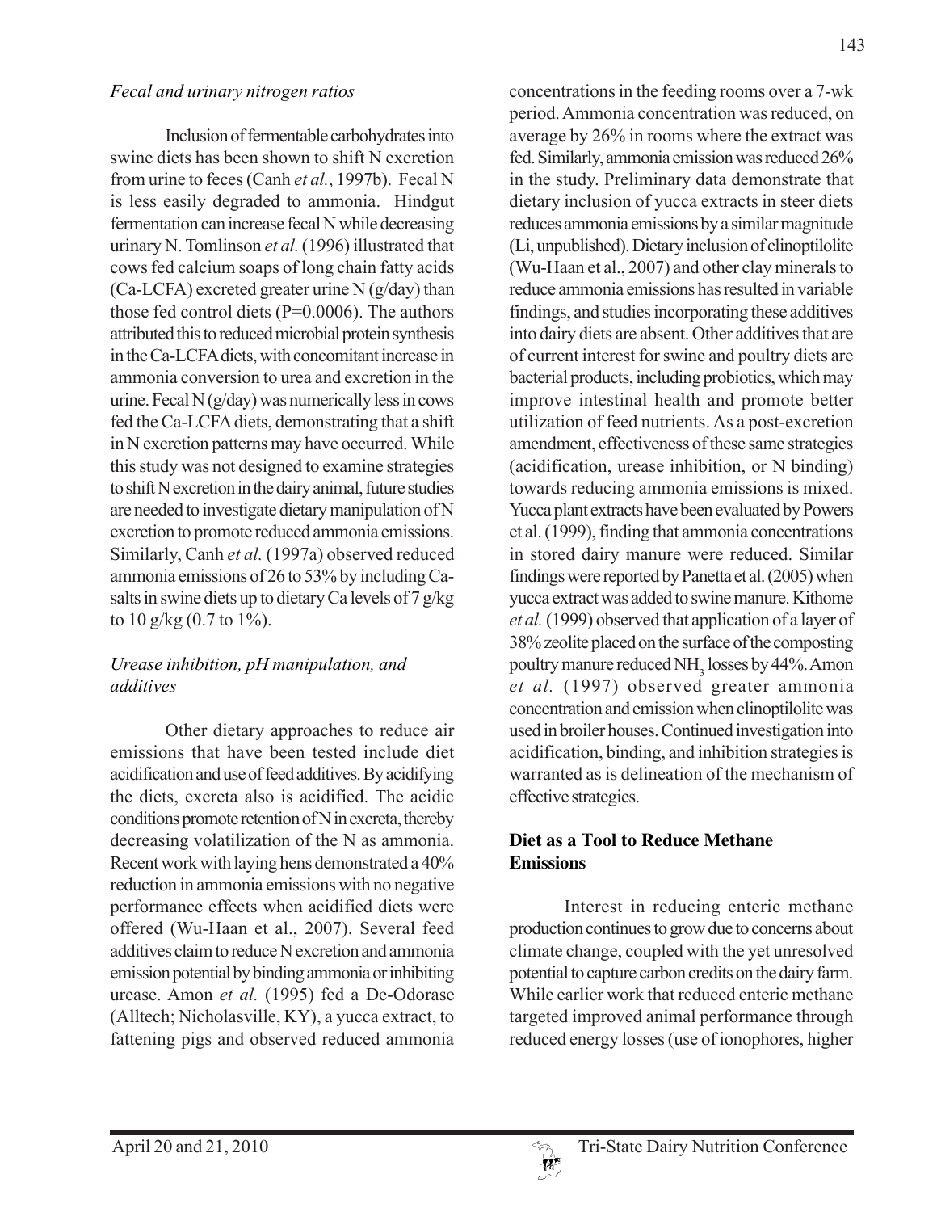*Fecal and urinary nitrogen ratios*

Inclusion of fermentable carbohydrates into swine diets has been shown to shift N excretion from urine to feces (Canh *et al.*, 1997b). Fecal N is less easily degraded to ammonia. Hindgut fermentation can increase fecal N while decreasing urinary N. Tomlinson *et al.* (1996) illustrated that cows fed calcium soaps of long chain fatty acids (Ca-LCFA) excreted greater urine N (g/day) than those fed control diets (P=0.0006). The authors attributed this to reduced microbial protein synthesis in the Ca-LCFA diets, with concomitant increase in ammonia conversion to urea and excretion in the urine. Fecal N (g/day) was numerically less in cows fed the Ca-LCFA diets, demonstrating that a shift in N excretion patterns may have occurred. While this study was not designed to examine strategies to shift N excretion in the dairy animal, future studies are needed to investigate dietary manipulation of N excretion to promote reduced ammonia emissions. Similarly, Canh *et al.* (1997a) observed reduced ammonia emissions of 26 to 53% by including Ca-salts in swine diets up to dietary Ca levels of 7 g/kg to 10 g/kg (0.7 to 1%).

*Urease inhibition, pH manipulation, and additives*

Other dietary approaches to reduce air emissions that have been tested include diet acidification and use of feed additives. By acidifying the diets, excreta also is acidified. The acidic conditions promote retention of N in excreta, thereby decreasing volatilization of the N as ammonia. Recent work with laying hens demonstrated a 40% reduction in ammonia emissions with no negative performance effects when acidified diets were offered (Wu-Haan et al., 2007). Several feed additives claim to reduce N excretion and ammonia emission potential by binding ammonia or inhibiting urease. Amon *et al.* (1995) fed a De-Odorase (Alltech; Nicholasville, KY), a yucca extract, to fattening pigs and observed reduced ammonia concentrations in the feeding rooms over a 7-wk period. Ammonia concentration was reduced, on average by 26% in rooms where the extract was fed. Similarly, ammonia emission was reduced 26% in the study. Preliminary data demonstrate that dietary inclusion of yucca extracts in steer diets reduces ammonia emissions by a similar magnitude (Li, unpublished). Dietary inclusion of clinoptilolite (Wu-Haan et al., 2007) and other clay minerals to reduce ammonia emissions has resulted in variable findings, and studies incorporating these additives into dairy diets are absent. Other additives that are of current interest for swine and poultry diets are bacterial products, including probiotics, which may improve intestinal health and promote better utilization of feed nutrients. As a post-excretion amendment, effectiveness of these same strategies (acidification, urease inhibition, or N binding) towards reducing ammonia emissions is mixed. Yucca plant extracts have been evaluated by Powers et al. (1999), finding that ammonia concentrations in stored dairy manure were reduced. Similar findings were reported by Panetta et al. (2005) when yucca extract was added to swine manure. Kithome *et al.* (1999) observed that application of a layer of 38% zeolite placed on the surface of the composting poultry manure reduced $NH_3$ losses by 44%. Amon *et al.* (1997) observed greater ammonia concentration and emission when clinoptilolite was used in broiler houses. Continued investigation into acidification, binding, and inhibition strategies is warranted as is delineation of the mechanism of effective strategies.

## Diet as a Tool to Reduce Methane Emissions

Interest in reducing enteric methane production continues to grow due to concerns about climate change, coupled with the yet unresolved potential to capture carbon credits on the dairy farm. While earlier work that reduced enteric methane targeted improved animal performance through reduced energy losses (use of ionophores, higher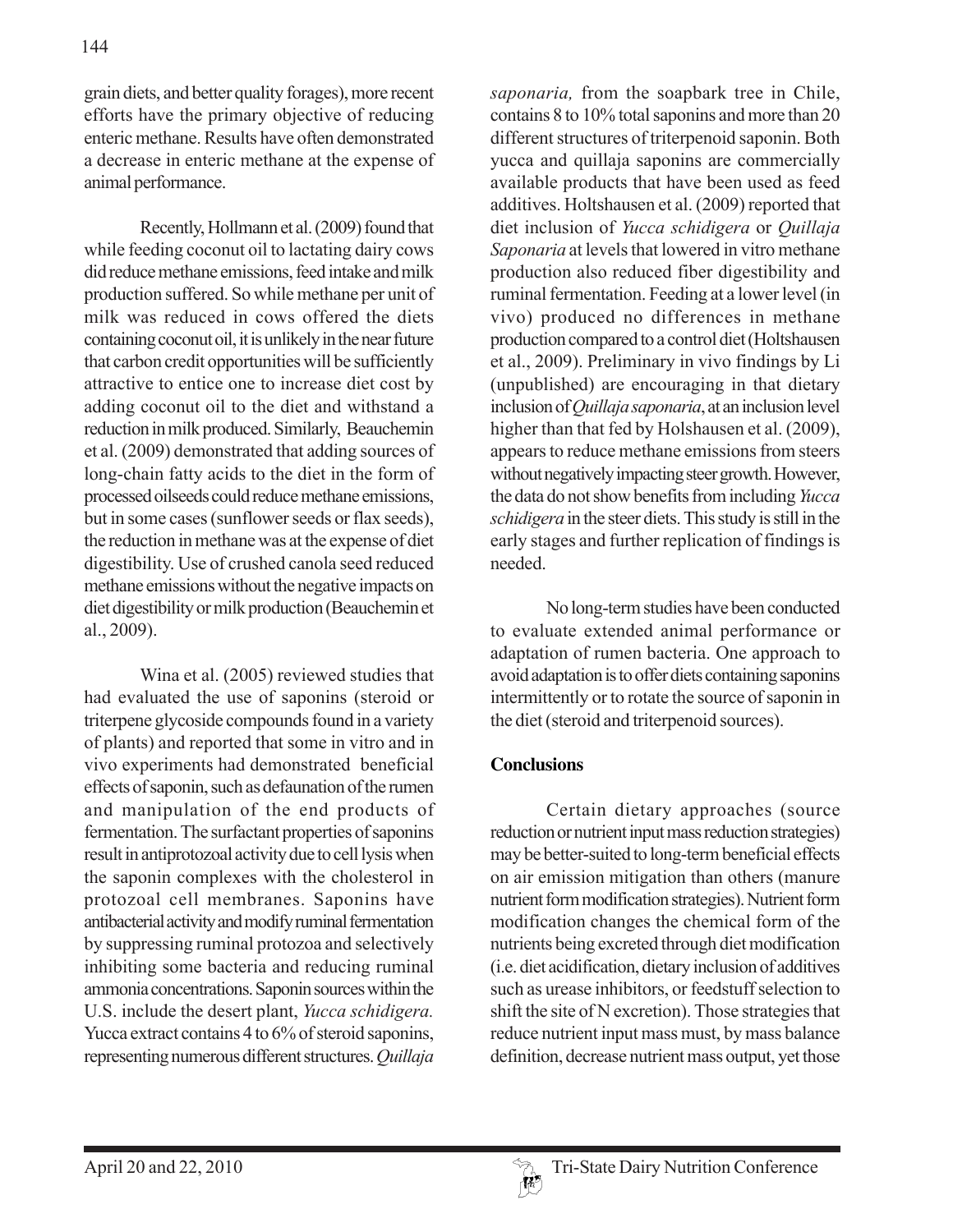grain diets, and better quality forages), more recent efforts have the primary objective of reducing enteric methane. Results have often demonstrated a decrease in enteric methane at the expense of animal performance.

Recently, Hollmann et al. (2009) found that while feeding coconut oil to lactating dairy cows did reduce methane emissions, feed intake and milk production suffered. So while methane per unit of milk was reduced in cows offered the diets containing coconut oil, it is unlikely in the near future that carbon credit opportunities will be sufficiently attractive to entice one to increase diet cost by adding coconut oil to the diet and withstand a reduction in milk produced. Similarly, Beauchemin et al. (2009) demonstrated that adding sources of long-chain fatty acids to the diet in the form of processed oilseeds could reduce methane emissions, but in some cases (sunflower seeds or flax seeds), the reduction in methane was at the expense of diet digestibility. Use of crushed canola seed reduced methane emissions without the negative impacts on diet digestibility or milk production (Beauchemin et al., 2009).

Wina et al. (2005) reviewed studies that had evaluated the use of saponins (steroid or triterpene glycoside compounds found in a variety of plants) and reported that some in vitro and in vivo experiments had demonstrated beneficial effects of saponin, such as defaunation of the rumen and manipulation of the end products of fermentation. The surfactant properties of saponins result in antiprotozoal activity due to cell lysis when the saponin complexes with the cholesterol in protozoal cell membranes. Saponins have antibacterial activity and modify ruminal fermentation by suppressing ruminal protozoa and selectively inhibiting some bacteria and reducing ruminal ammonia concentrations. Saponin sources within the U.S. include the desert plant, *Yucca schidigera.* Yucca extract contains 4 to 6% of steroid saponins, representing numerous different structures. *Quillaja saponaria,* from the soapbark tree in Chile, contains 8 to 10% total saponins and more than 20 different structures of triterpenoid saponin. Both yucca and quillaja saponins are commercially available products that have been used as feed additives. Holtshausen et al. (2009) reported that diet inclusion of *Yucca schidigera* or *Quillaja Saponaria* at levels that lowered in vitro methane production also reduced fiber digestibility and ruminal fermentation. Feeding at a lower level (in vivo) produced no differences in methane production compared to a control diet (Holtshausen et al., 2009). Preliminary in vivo findings by Li (unpublished) are encouraging in that dietary inclusion of *Quillaja saponaria*, at an inclusion level higher than that fed by Holshausen et al. (2009), appears to reduce methane emissions from steers without negatively impacting steer growth. However, the data do not show benefits from including *Yucca schidigera* in the steer diets. This study is still in the early stages and further replication of findings is needed.

No long-term studies have been conducted to evaluate extended animal performance or adaptation of rumen bacteria. One approach to avoid adaptation is to offer diets containing saponins intermittently or to rotate the source of saponin in the diet (steroid and triterpenoid sources).

## Conclusions

Certain dietary approaches (source reduction or nutrient input mass reduction strategies) may be better-suited to long-term beneficial effects on air emission mitigation than others (manure nutrient form modification strategies). Nutrient form modification changes the chemical form of the nutrients being excreted through diet modification (i.e. diet acidification, dietary inclusion of additives such as urease inhibitors, or feedstuff selection to shift the site of N excretion). Those strategies that reduce nutrient input mass must, by mass balance definition, decrease nutrient mass output, yet those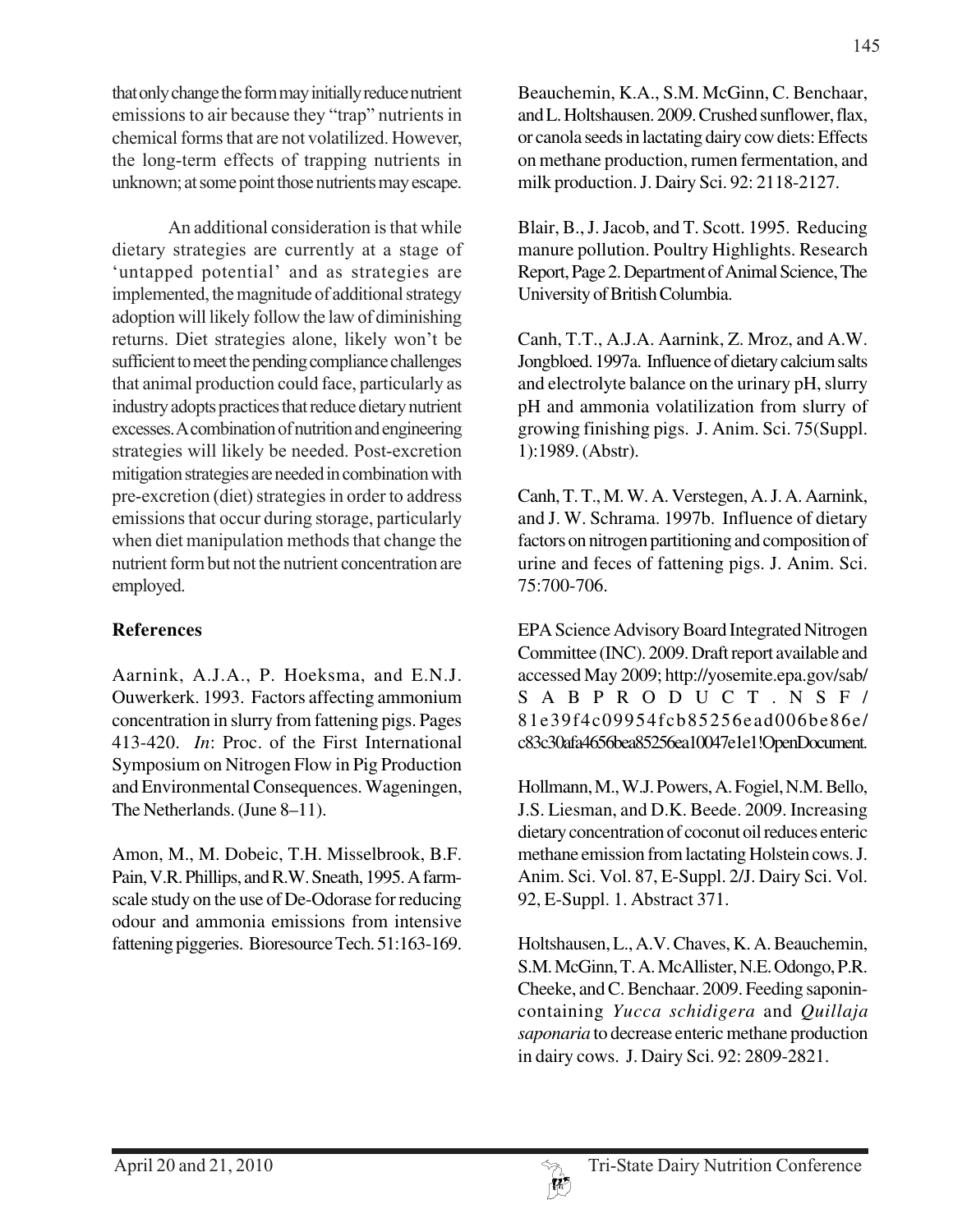that only change the form may initially reduce nutrient emissions to air because they "trap" nutrients in chemical forms that are not volatilized. However, the long-term effects of trapping nutrients in unknown; at some point those nutrients may escape.

An additional consideration is that while dietary strategies are currently at a stage of 'untapped potential' and as strategies are implemented, the magnitude of additional strategy adoption will likely follow the law of diminishing returns. Diet strategies alone, likely won't be sufficient to meet the pending compliance challenges that animal production could face, particularly as industry adopts practices that reduce dietary nutrient excesses. A combination of nutrition and engineering strategies will likely be needed. Post-excretion mitigation strategies are needed in combination with pre-excretion (diet) strategies in order to address emissions that occur during storage, particularly when diet manipulation methods that change the nutrient form but not the nutrient concentration are employed.

## References

Aarnink, A.J.A., P. Hoeksma, and E.N.J. Ouwerkerk. 1993. Factors affecting ammonium concentration in slurry from fattening pigs. Pages 413-420. *In*: Proc. of the First International Symposium on Nitrogen Flow in Pig Production and Environmental Consequences. Wageningen, The Netherlands. (June 8–11).

Amon, M., M. Dobeic, T.H. Misselbrook, B.F. Pain, V.R. Phillips, and R.W. Sneath, 1995. A farm-scale study on the use of De-Odorase for reducing odour and ammonia emissions from intensive fattening piggeries. Bioresource Tech. 51:163-169.

Beauchemin, K.A., S.M. McGinn, C. Benchaar, and L. Holtshausen. 2009. Crushed sunflower, flax, or canola seeds in lactating dairy cow diets: Effects on methane production, rumen fermentation, and milk production. J. Dairy Sci. 92: 2118-2127.

Blair, B., J. Jacob, and T. Scott. 1995. Reducing manure pollution. Poultry Highlights. Research Report, Page 2. Department of Animal Science, The University of British Columbia.

Canh, T.T., A.J.A. Aarnink, Z. Mroz, and A.W. Jongbloed. 1997a. Influence of dietary calcium salts and electrolyte balance on the urinary pH, slurry pH and ammonia volatilization from slurry of growing finishing pigs. J. Anim. Sci. 75(Suppl. 1):1989. (Abstr).

Canh, T. T., M. W. A. Verstegen, A. J. A. Aarnink, and J. W. Schrama. 1997b. Influence of dietary factors on nitrogen partitioning and composition of urine and feces of fattening pigs. J. Anim. Sci. 75:700-706.

EPA Science Advisory Board Integrated Nitrogen Committee (INC). 2009. Draft report available and accessed May 2009; http://yosemite.epa.gov/sab/SABPRODUCT.NSF/81e39f4c09954fcb85256ead006be86e/c83c30afa4656bea85256ea10047e1e1!OpenDocument.

Hollmann, M., W.J. Powers, A. Fogiel, N.M. Bello, J.S. Liesman, and D.K. Beede. 2009. Increasing dietary concentration of coconut oil reduces enteric methane emission from lactating Holstein cows. J. Anim. Sci. Vol. 87, E-Suppl. 2/J. Dairy Sci. Vol. 92, E-Suppl. 1. Abstract 371.

Holtshausen, L., A.V. Chaves, K. A. Beauchemin, S.M. McGinn, T. A. McAllister, N.E. Odongo, P.R. Cheeke, and C. Benchaar. 2009. Feeding saponin-containing *Yucca schidigera* and *Quillaja saponaria* to decrease enteric methane production in dairy cows. J. Dairy Sci. 92: 2809-2821.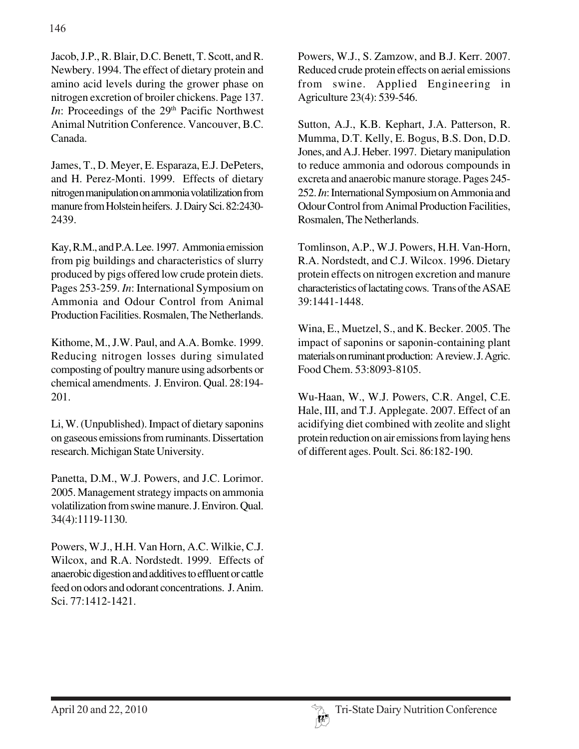Jacob, J.P., R. Blair, D.C. Benett, T. Scott, and R. Newbery. 1994. The effect of dietary protein and amino acid levels during the grower phase on nitrogen excretion of broiler chickens. Page 137. *In*: Proceedings of the 29th Pacific Northwest Animal Nutrition Conference. Vancouver, B.C. Canada.

James, T., D. Meyer, E. Esparaza, E.J. DePeters, and H. Perez-Monti. 1999. Effects of dietary nitrogen manipulation on ammonia volatilization from manure from Holstein heifers. J. Dairy Sci. 82:2430-2439.

Kay, R.M., and P.A. Lee. 1997. Ammonia emission from pig buildings and characteristics of slurry produced by pigs offered low crude protein diets. Pages 253-259. *In*: International Symposium on Ammonia and Odour Control from Animal Production Facilities. Rosmalen, The Netherlands.

Kithome, M., J.W. Paul, and A.A. Bomke. 1999. Reducing nitrogen losses during simulated composting of poultry manure using adsorbents or chemical amendments. J. Environ. Qual. 28:194-201.

Li, W. (Unpublished). Impact of dietary saponins on gaseous emissions from ruminants. Dissertation research. Michigan State University.

Panetta, D.M., W.J. Powers, and J.C. Lorimor. 2005. Management strategy impacts on ammonia volatilization from swine manure. J. Environ. Qual. 34(4):1119-1130.

Powers, W.J., H.H. Van Horn, A.C. Wilkie, C.J. Wilcox, and R.A. Nordstedt. 1999. Effects of anaerobic digestion and additives to effluent or cattle feed on odors and odorant concentrations. J. Anim. Sci. 77:1412-1421.

Powers, W.J., S. Zamzow, and B.J. Kerr. 2007. Reduced crude protein effects on aerial emissions from swine. Applied Engineering in Agriculture 23(4): 539-546.

Sutton, A.J., K.B. Kephart, J.A. Patterson, R. Mumma, D.T. Kelly, E. Bogus, B.S. Don, D.D. Jones, and A.J. Heber. 1997. Dietary manipulation to reduce ammonia and odorous compounds in excreta and anaerobic manure storage. Pages 245-252. *In*: International Symposium on Ammonia and Odour Control from Animal Production Facilities, Rosmalen, The Netherlands.

Tomlinson, A.P., W.J. Powers, H.H. Van-Horn, R.A. Nordstedt, and C.J. Wilcox. 1996. Dietary protein effects on nitrogen excretion and manure characteristics of lactating cows. Trans of the ASAE 39:1441-1448.

Wina, E., Muetzel, S., and K. Becker. 2005. The impact of saponins or saponin-containing plant materials on ruminant production: A review. J. Agric. Food Chem. 53:8093-8105.

Wu-Haan, W., W.J. Powers, C.R. Angel, C.E. Hale, III, and T.J. Applegate. 2007. Effect of an acidifying diet combined with zeolite and slight protein reduction on air emissions from laying hens of different ages. Poult. Sci. 86:182-190.